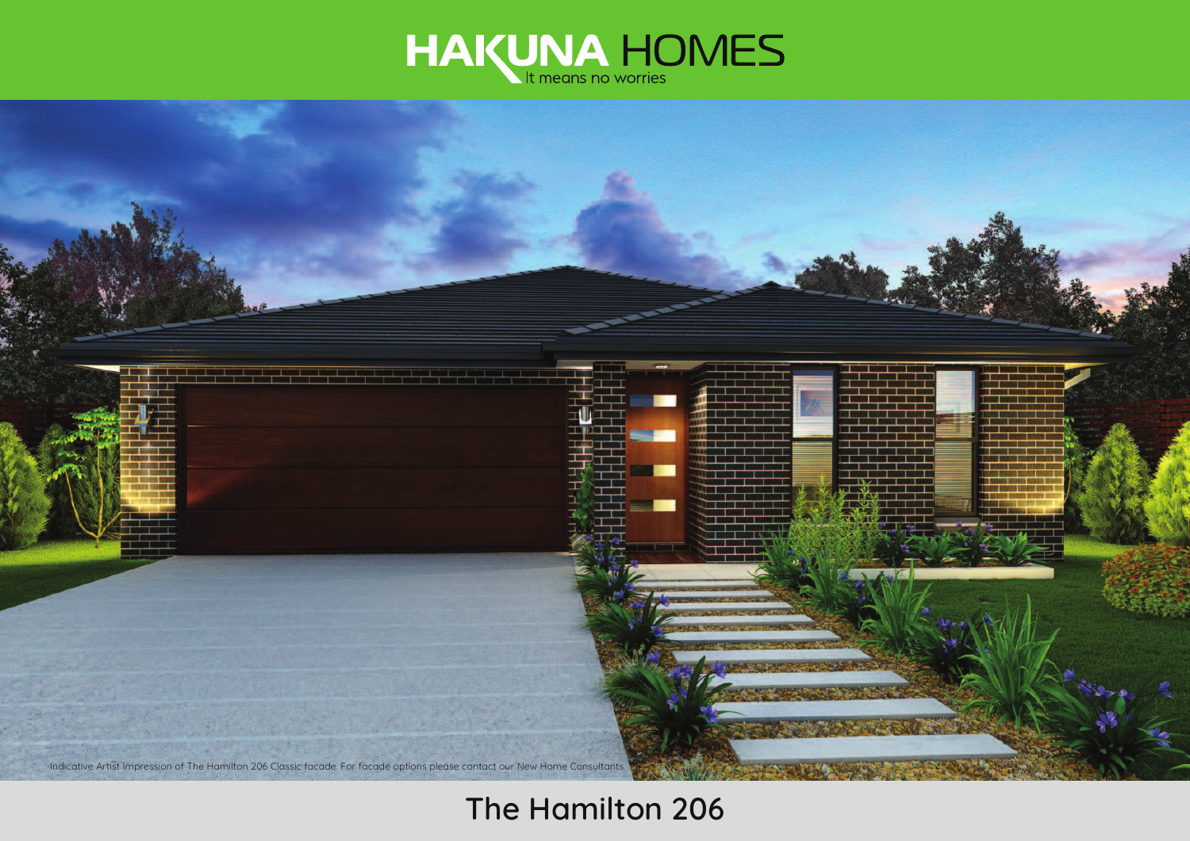# HAKUNA HOMES

It means no worries

Indicative Artist Impression of The Hamilton 206 Classic facade. For facade options please contact our New Home Consultants.

## The Hamilton 206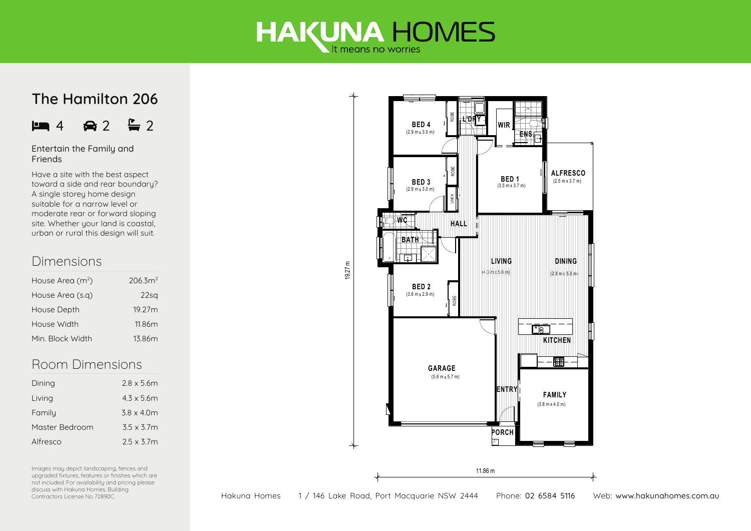# HAKUNA HOMES

It means no worries

## The Hamilton 206

4 2 2

Entertain the Family and Friends

Have a site with the best aspect toward a side and rear boundary? A single storey home design suitable for a narrow level or moderate rear or forward sloping site. Whether your land is coastal, urban or rural this design will suit.

## Dimensions

| | |
|---|---|
| House Area ($m^2$) | 206.3$m^2$ |
| House Area (s.q) | 22sq |
| House Depth | 19.27m |
| House Width | 11.86m |
| Min. Block Width | 13.86m |

## Room Dimensions

| | |
|---|---|
| Dining | 2.8 x 5.6m |
| Living | 4.3 x 5.6m |
| Family | 3.8 x 4.0m |
| Master Bedroom | 3.5 x 3.7m |
| Alfresco | 2.5 x 3.7m |

Images may depict landscaping, fences and upgraded fixtures, features or finishes which are not included. For availability and pricing please discuss with Hakuna Homes. Building Contractors License No 72890C.

BED 4 (2.9 m x 3.0 m)
ROBE
L'DRY
WIR
ENS
BED 3 (2.9 m x 3.0 m)
ROBE
LINEN
BED 1 (3.5 m x 3.7 m)
ALFRESCO (2.5 m x 3.7 m)
WC
HALL
BATH
LIVING (4.3 m x 5.6 m)
DINING (2.8 m x 5.6 m)
19.27 m
BED 2 (3.6 m x 2.9 m)
ROBE
KITCHEN
GARAGE (5.6 m x 5.7 m)
ENTRY
FAMILY (3.8 m x 4.0 m)
PORCH
11.86 m

Hakuna Homes 1 / 146 Lake Road, Port Macquarie NSW 2444 Phone: 02 6584 5116 Web: www.hakunahomes.com.au